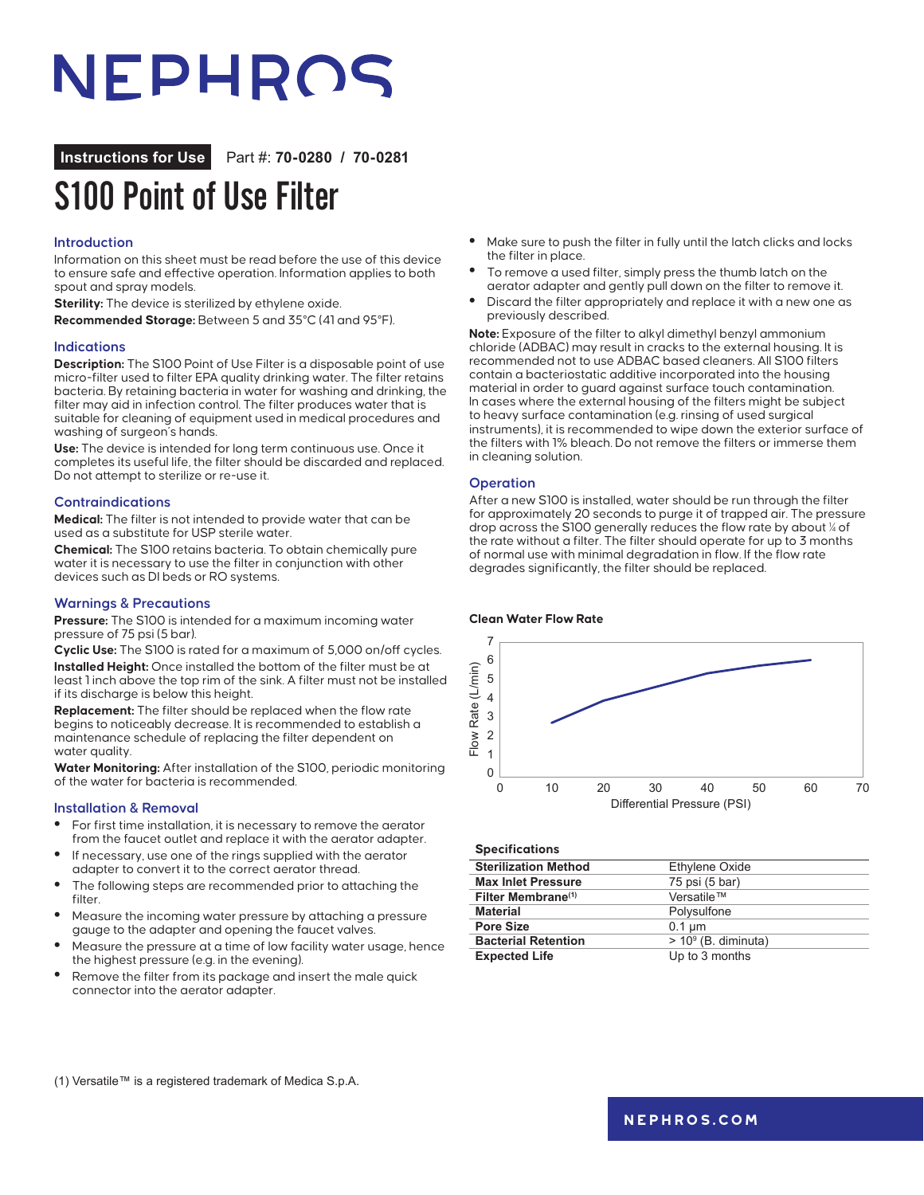# NEPHROS

**Instructions for Use** Part #: **70-0280 / 70-0281**

# S100 Point of Use Filter

## Introduction

Information on this sheet must be read before the use of this device to ensure safe and effective operation. Information applies to both spout and spray models.

**Sterility:** The device is sterilized by ethylene oxide.

**Recommended Storage:** Between 5 and 35°C (41 and 95°F).

## Indications

**Description:** The S100 Point of Use Filter is a disposable point of use micro-filter used to filter EPA quality drinking water. The filter retains bacteria. By retaining bacteria in water for washing and drinking, the filter may aid in infection control. The filter produces water that is suitable for cleaning of equipment used in medical procedures and washing of surgeon's hands.

**Use:** The device is intended for long term continuous use. Once it completes its useful life, the filter should be discarded and replaced. Do not attempt to sterilize or re-use it.

## Contraindications

**Medical:** The filter is not intended to provide water that can be used as a substitute for USP sterile water.

**Chemical:** The S100 retains bacteria. To obtain chemically pure water it is necessary to use the filter in conjunction with other devices such as DI beds or RO systems.

## Warnings & Precautions

**Pressure:** The S100 is intended for a maximum incoming water pressure of 75 psi (5 bar).

**Cyclic Use:** The S100 is rated for a maximum of 5,000 on/off cycles.

**Installed Height:** Once installed the bottom of the filter must be at least 1 inch above the top rim of the sink. A filter must not be installed if its discharge is below this height.

**Replacement:** The filter should be replaced when the flow rate begins to noticeably decrease. It is recommended to establish a maintenance schedule of replacing the filter dependent on water quality.

**Water Monitoring:** After installation of the S100, periodic monitoring of the water for bacteria is recommended.

## Installation & Removal

- For first time installation, it is necessary to remove the aerator from the faucet outlet and replace it with the aerator adapter.
- If necessary, use one of the rings supplied with the aerator adapter to convert it to the correct aerator thread.
- The following steps are recommended prior to attaching the filter.
- Measure the incoming water pressure by attaching a pressure gauge to the adapter and opening the faucet valves.
- Measure the pressure at a time of low facility water usage, hence the highest pressure (e.g. in the evening).
- Remove the filter from its package and insert the male quick connector into the aerator adapter.
- Make sure to push the filter in fully until the latch clicks and locks the filter in place.
- To remove a used filter, simply press the thumb latch on the aerator adapter and gently pull down on the filter to remove it.
- Discard the filter appropriately and replace it with a new one as previously described.

**Note:** Exposure of the filter to alkyl dimethyl benzyl ammonium chloride (ADBAC) may result in cracks to the external housing. It is recommended not to use ADBAC based cleaners. All S100 filters contain a bacteriostatic additive incorporated into the housing material in order to guard against surface touch contamination. In cases where the external housing of the filters might be subject to heavy surface contamination (e.g. rinsing of used surgical instruments), it is recommended to wipe down the exterior surface of the filters with 1% bleach. Do not remove the filters or immerse them in cleaning solution.

## Operation

After a new S100 is installed, water should be run through the filter for approximately 20 seconds to purge it of trapped air. The pressure drop across the S100 generally reduces the flow rate by about ¼ of the rate without a filter. The filter should operate for up to 3 months of normal use with minimal degradation in flow. If the flow rate degrades significantly, the filter should be replaced.

**Clean Water Flow Rate**

| Differential Pressure (PSI) | Flow Rate (L/min) |
|---|---|
| 10 | ~2.9 |
| 20 | ~4.0 |
| 40 | ~5.4 |
| 50 | ~5.9 |
| 60 | ~6.2 |

**Specifications**

| | |
|---|---|
| **Sterilization Method** | Ethylene Oxide |
| **Max Inlet Pressure** | 75 psi (5 bar) |
| **Filter Membrane**(1) | Versatile™ |
| **Material** | Polysulfone |
| **Pore Size** | 0.1 µm |
| **Bacterial Retention** | > $10^9$ (B. diminuta) |
| **Expected Life** | Up to 3 months |

(1) Versatile™ is a registered trademark of Medica S.p.A.

NEPHROS.COM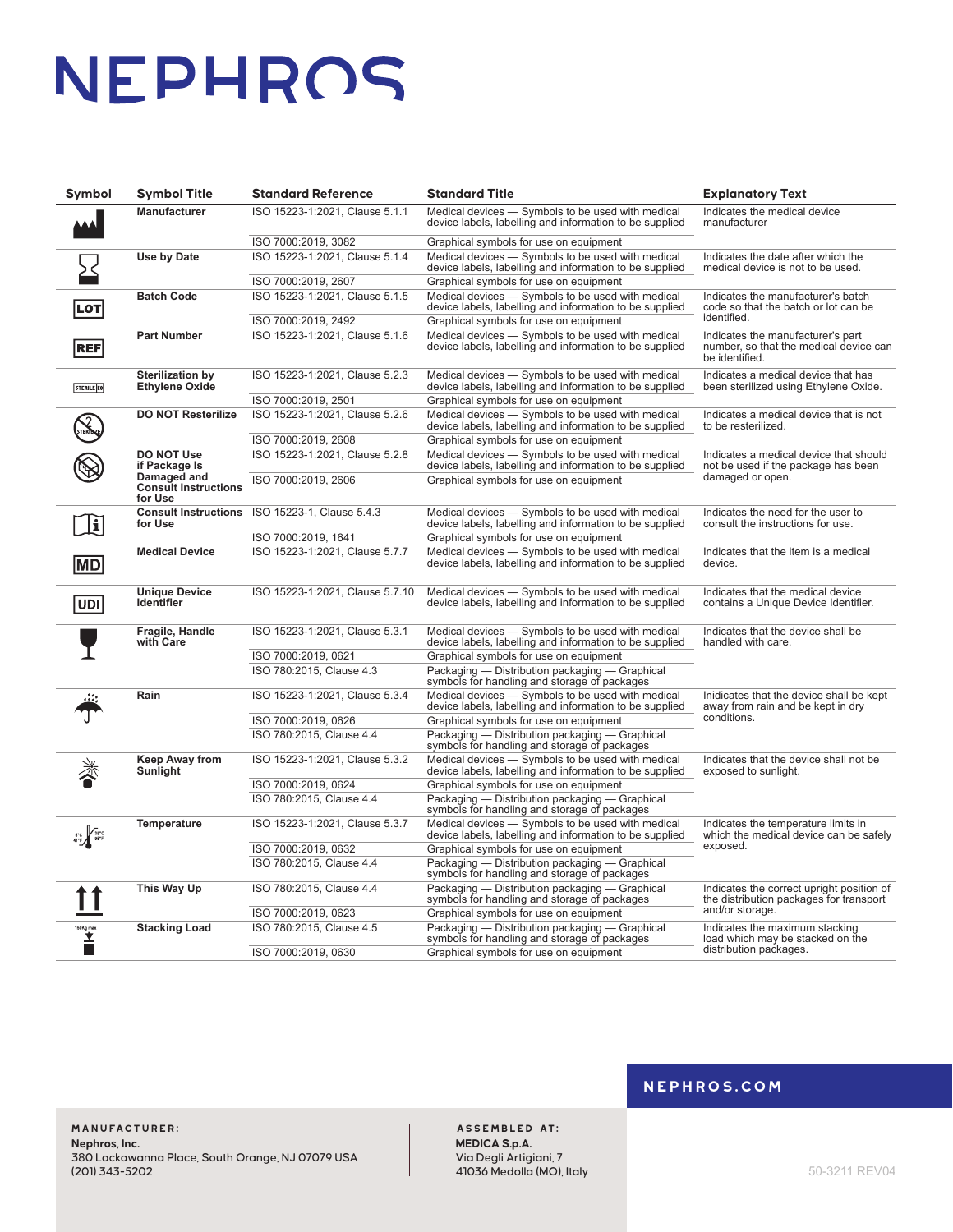# NEPHROS

| Symbol | Symbol Title | Standard Reference | Standard Title | Explanatory Text |
|---|---|---|---|---|
| | **Manufacturer** | ISO 15223-1:2021, Clause 5.1.1 | Medical devices — Symbols to be used with medical device labels, labelling and information to be supplied | Indicates the medical device manufacturer |
| | | ISO 7000:2019, 3082 | Graphical symbols for use on equipment | |
| | **Use by Date** | ISO 15223-1:2021, Clause 5.1.4 | Medical devices — Symbols to be used with medical device labels, labelling and information to be supplied | Indicates the date after which the medical device is not to be used. |
| | | ISO 7000:2019, 2607 | Graphical symbols for use on equipment | |
| LOT | **Batch Code** | ISO 15223-1:2021, Clause 5.1.5 | Medical devices — Symbols to be used with medical device labels, labelling and information to be supplied | Indicates the manufacturer's batch code so that the batch or lot can be identified. |
| | | ISO 7000:2019, 2492 | Graphical symbols for use on equipment | |
| REF | **Part Number** | ISO 15223-1:2021, Clause 5.1.6 | Medical devices — Symbols to be used with medical device labels, labelling and information to be supplied | Indicates the manufacturer's part number, so that the medical device can be identified. |
| STERILE EO | **Sterilization by Ethylene Oxide** | ISO 15223-1:2021, Clause 5.2.3 | Medical devices — Symbols to be used with medical device labels, labelling and information to be supplied | Indicates a medical device that has been sterilized using Ethylene Oxide. |
| | | ISO 7000:2019, 2501 | Graphical symbols for use on equipment | |
| STERILIZE | **DO NOT Resterilize** | ISO 15223-1:2021, Clause 5.2.6 | Medical devices — Symbols to be used with medical device labels, labelling and information to be supplied | Indicates a medical device that is not to be resterilized. |
| | | ISO 7000:2019, 2608 | Graphical symbols for use on equipment | |
| | **DO NOT Use if Package Is Damaged and Consult Instructions for Use** | ISO 15223-1:2021, Clause 5.2.8 | Medical devices — Symbols to be used with medical device labels, labelling and information to be supplied | Indicates a medical device that should not be used if the package has been damaged or open. |
| | | ISO 7000:2019, 2606 | Graphical symbols for use on equipment | |
| | **Consult Instructions for Use** | ISO 15223-1, Clause 5.4.3 | Medical devices — Symbols to be used with medical device labels, labelling and information to be supplied | Indicates the need for the user to consult the instructions for use. |
| | | ISO 7000:2019, 1641 | Graphical symbols for use on equipment | |
| MD | **Medical Device** | ISO 15223-1:2021, Clause 5.7.7 | Medical devices — Symbols to be used with medical device labels, labelling and information to be supplied | Indicates that the item is a medical device. |
| UDI | **Unique Device Identifier** | ISO 15223-1:2021, Clause 5.7.10 | Medical devices — Symbols to be used with medical device labels, labelling and information to be supplied | Indicates that the medical device contains a Unique Device Identifier. |
| | **Fragile, Handle with Care** | ISO 15223-1:2021, Clause 5.3.1 | Medical devices — Symbols to be used with medical device labels, labelling and information to be supplied | Indicates that the device shall be handled with care. |
| | | ISO 7000:2019, 0621 | Graphical symbols for use on equipment | |
| | | ISO 780:2015, Clause 4.3 | Packaging — Distribution packaging — Graphical symbols for handling and storage of packages | |
| | **Rain** | ISO 15223-1:2021, Clause 5.3.4 | Medical devices — Symbols to be used with medical device labels, labelling and information to be supplied | Inidicates that the device shall be kept away from rain and be kept in dry conditions. |
| | | ISO 7000:2019, 0626 | Graphical symbols for use on equipment | |
| | | ISO 780:2015, Clause 4.4 | Packaging — Distribution packaging — Graphical symbols for handling and storage of packages | |
| | **Keep Away from Sunlight** | ISO 15223-1:2021, Clause 5.3.2 | Medical devices — Symbols to be used with medical device labels, labelling and information to be supplied | Indicates that the device shall not be exposed to sunlight. |
| | | ISO 7000:2019, 0624 | Graphical symbols for use on equipment | |
| | | ISO 780:2015, Clause 4.4 | Packaging — Distribution packaging — Graphical symbols for handling and storage of packages | |
| 5°C 41°F 35°C 95°F | **Temperature** | ISO 15223-1:2021, Clause 5.3.7 | Medical devices — Symbols to be used with medical device labels, labelling and information to be supplied | Indicates the temperature limits in which the medical device can be safely exposed. |
| | | ISO 7000:2019, 0632 | Graphical symbols for use on equipment | |
| | | ISO 780:2015, Clause 4.4 | Packaging — Distribution packaging — Graphical symbols for handling and storage of packages | |
| | **This Way Up** | ISO 780:2015, Clause 4.4 | Packaging — Distribution packaging — Graphical symbols for handling and storage of packages | Indicates the correct upright position of the distribution packages for transport and/or storage. |
| | | ISO 7000:2019, 0623 | Graphical symbols for use on equipment | |
| 150Kg max | **Stacking Load** | ISO 780:2015, Clause 4.5 | Packaging — Distribution packaging — Graphical symbols for handling and storage of packages | Indicates the maximum stacking load which may be stacked on the distribution packages. |
| | | ISO 7000:2019, 0630 | Graphical symbols for use on equipment | |

NEPHROS.COM

**MANUFACTURER:**
**Nephros, Inc.**
380 Lackawanna Place, South Orange, NJ 07079 USA
(201) 343-5202

**ASSEMBLED AT:**
**MEDICA S.p.A.**
Via Degli Artigiani, 7
41036 Medolla (MO), Italy

50-3211 REV04